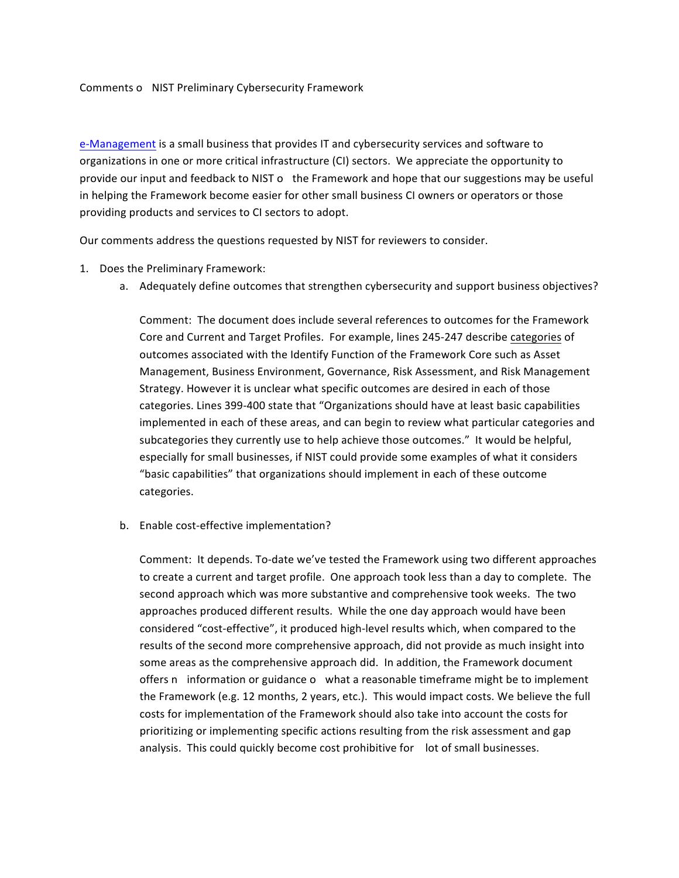Comments o NIST Preliminary Cybersecurity Framework

e-Management is a small business that provides IT and cybersecurity services and software to organizations in one or more critical infrastructure (CI) sectors. We appreciate the opportunity to provide our input and feedback to NIST o the Framework and hope that our suggestions may be useful in helping the Framework become easier for other small business CI owners or operators or those providing products and services to CI sectors to adopt.

Our comments address the questions requested by NIST for reviewers to consider.

1. Does the Preliminary Framework:
   a. Adequately define outcomes that strengthen cybersecurity and support business objectives?

      Comment: The document does include several references to outcomes for the Framework Core and Current and Target Profiles. For example, lines 245-247 describe categories of outcomes associated with the Identify Function of the Framework Core such as Asset Management, Business Environment, Governance, Risk Assessment, and Risk Management Strategy. However it is unclear what specific outcomes are desired in each of those categories. Lines 399-400 state that "Organizations should have at least basic capabilities implemented in each of these areas, and can begin to review what particular categories and subcategories they currently use to help achieve those outcomes." It would be helpful, especially for small businesses, if NIST could provide some examples of what it considers "basic capabilities" that organizations should implement in each of these outcome categories.

   b. Enable cost-effective implementation?

      Comment: It depends. To-date we've tested the Framework using two different approaches to create a current and target profile. One approach took less than a day to complete. The second approach which was more substantive and comprehensive took weeks. The two approaches produced different results. While the one day approach would have been considered "cost-effective", it produced high-level results which, when compared to the results of the second more comprehensive approach, did not provide as much insight into some areas as the comprehensive approach did. In addition, the Framework document offers n information or guidance o what a reasonable timeframe might be to implement the Framework (e.g. 12 months, 2 years, etc.). This would impact costs. We believe the full costs for implementation of the Framework should also take into account the costs for prioritizing or implementing specific actions resulting from the risk assessment and gap analysis. This could quickly become cost prohibitive for lot of small businesses.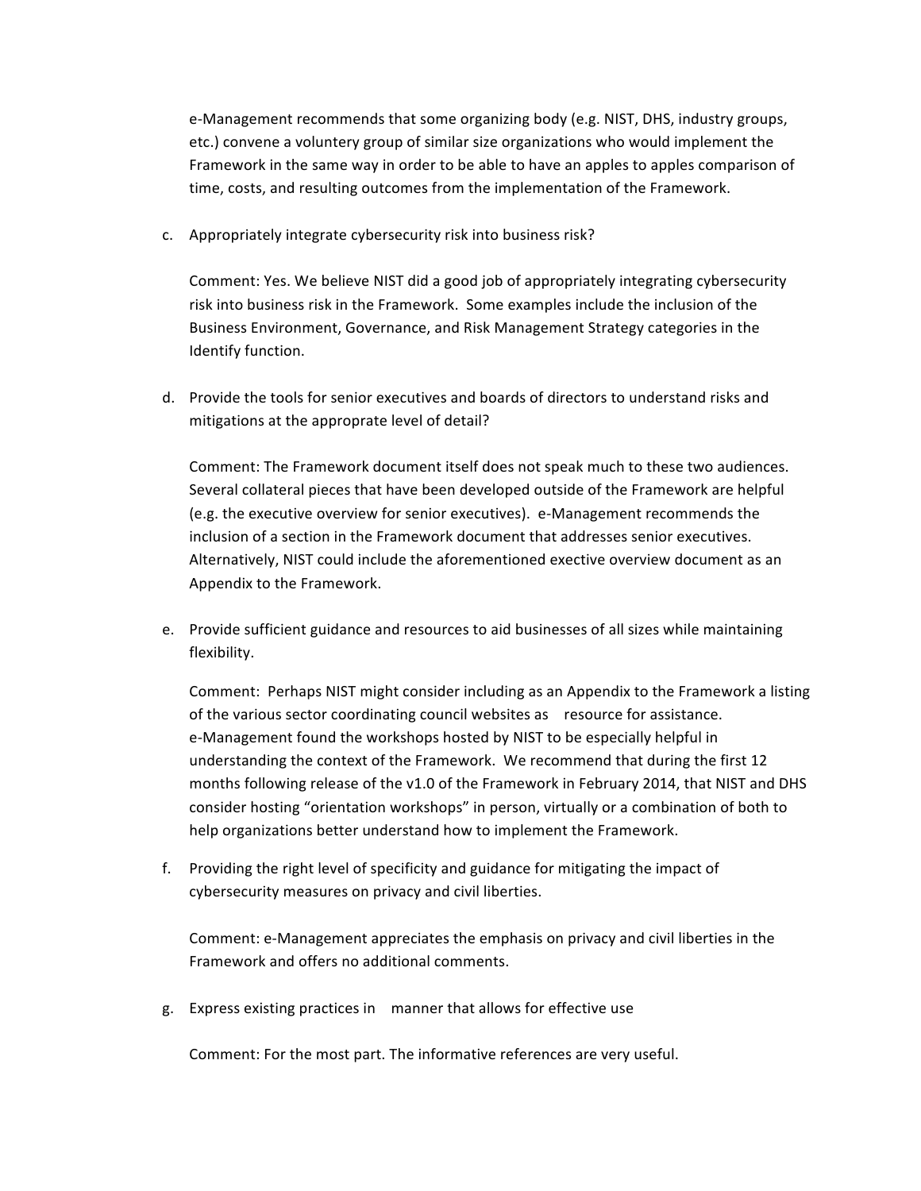e-Management recommends that some organizing body (e.g. NIST, DHS, industry groups, etc.) convene a voluntery group of similar size organizations who would implement the Framework in the same way in order to be able to have an apples to apples comparison of time, costs, and resulting outcomes from the implementation of the Framework.

c. Appropriately integrate cybersecurity risk into business risk?

   Comment: Yes. We believe NIST did a good job of appropriately integrating cybersecurity risk into business risk in the Framework. Some examples include the inclusion of the Business Environment, Governance, and Risk Management Strategy categories in the Identify function.

d. Provide the tools for senior executives and boards of directors to understand risks and mitigations at the approprate level of detail?

   Comment: The Framework document itself does not speak much to these two audiences. Several collateral pieces that have been developed outside of the Framework are helpful (e.g. the executive overview for senior executives). e-Management recommends the inclusion of a section in the Framework document that addresses senior executives. Alternatively, NIST could include the aforementioned exective overview document as an Appendix to the Framework.

e. Provide sufficient guidance and resources to aid businesses of all sizes while maintaining flexibility.

   Comment: Perhaps NIST might consider including as an Appendix to the Framework a listing of the various sector coordinating council websites as resource for assistance. e-Management found the workshops hosted by NIST to be especially helpful in understanding the context of the Framework. We recommend that during the first 12 months following release of the v1.0 of the Framework in February 2014, that NIST and DHS consider hosting "orientation workshops" in person, virtually or a combination of both to help organizations better understand how to implement the Framework.

f. Providing the right level of specificity and guidance for mitigating the impact of cybersecurity measures on privacy and civil liberties.

   Comment: e-Management appreciates the emphasis on privacy and civil liberties in the Framework and offers no additional comments.

g. Express existing practices in manner that allows for effective use

   Comment: For the most part. The informative references are very useful.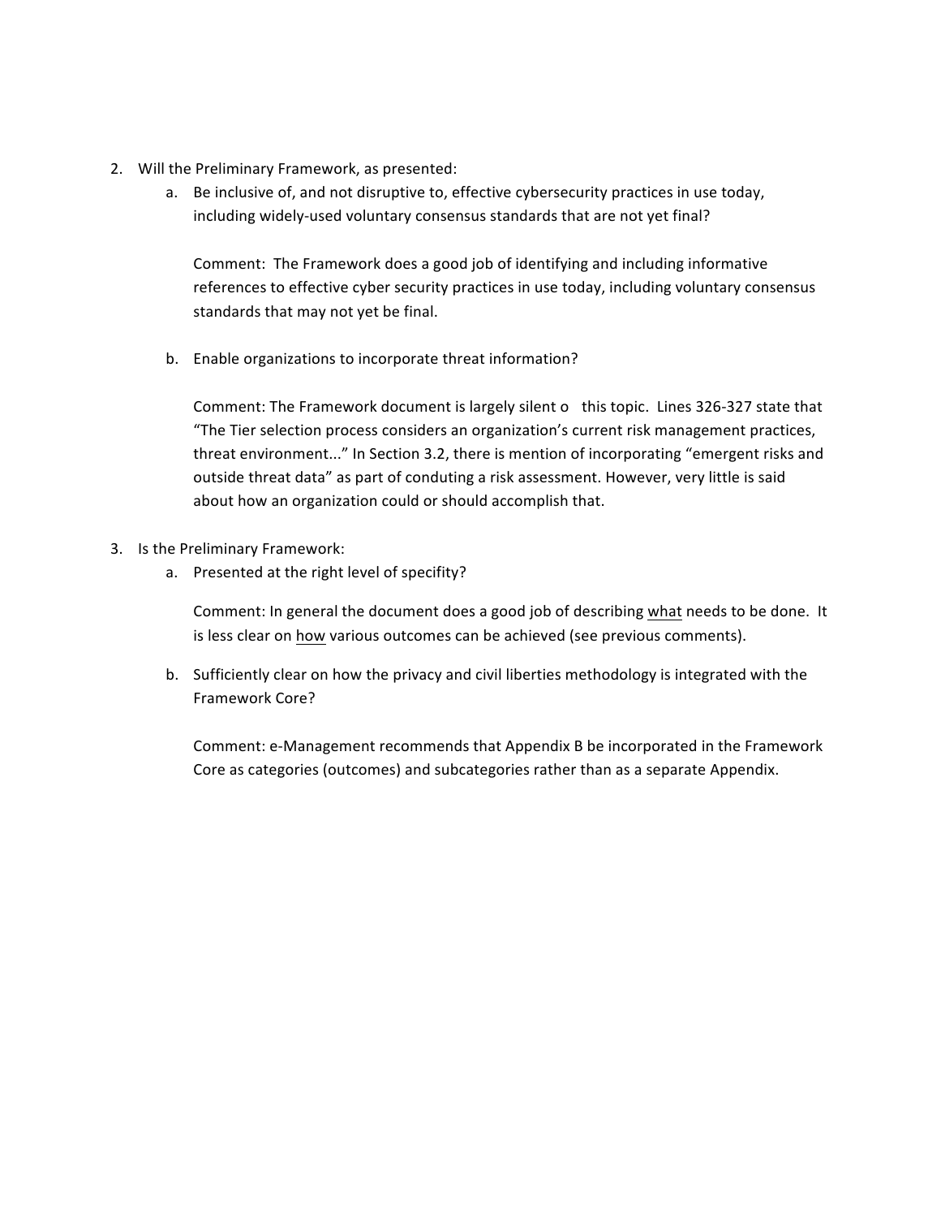2. Will the Preliminary Framework, as presented:
    a. Be inclusive of, and not disruptive to, effective cybersecurity practices in use today, including widely-used voluntary consensus standards that are not yet final?

       Comment: The Framework does a good job of identifying and including informative references to effective cyber security practices in use today, including voluntary consensus standards that may not yet be final.

    b. Enable organizations to incorporate threat information?

       Comment: The Framework document is largely silent o this topic. Lines 326-327 state that "The Tier selection process considers an organization's current risk management practices, threat environment..." In Section 3.2, there is mention of incorporating "emergent risks and outside threat data" as part of conduting a risk assessment. However, very little is said about how an organization could or should accomplish that.

3. Is the Preliminary Framework:
    a. Presented at the right level of specifity?

       Comment: In general the document does a good job of describing <u>what</u> needs to be done. It is less clear on <u>how</u> various outcomes can be achieved (see previous comments).

    b. Sufficiently clear on how the privacy and civil liberties methodology is integrated with the Framework Core?

       Comment: e-Management recommends that Appendix B be incorporated in the Framework Core as categories (outcomes) and subcategories rather than as a separate Appendix.